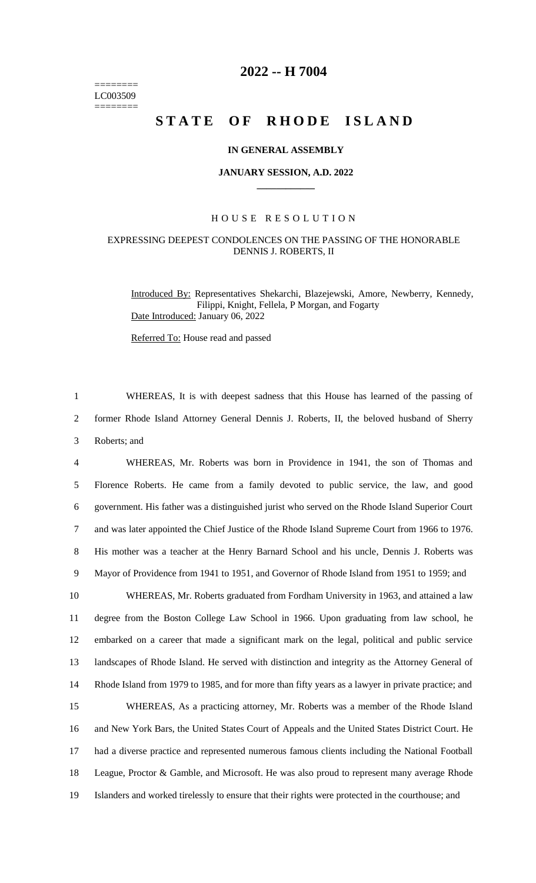# 2022 -- H 7004

========
LC003509
========

## STATE OF RHODE ISLAND

**IN GENERAL ASSEMBLY**

**JANUARY SESSION, A.D. 2022**

### HOUSE RESOLUTION

EXPRESSING DEEPEST CONDOLENCES ON THE PASSING OF THE HONORABLE DENNIS J. ROBERTS, II

Introduced By: Representatives Shekarchi, Blazejewski, Amore, Newberry, Kennedy, Filippi, Knight, Fellela, P Morgan, and Fogarty

Date Introduced: January 06, 2022

Referred To: House read and passed

WHEREAS, It is with deepest sadness that this House has learned of the passing of former Rhode Island Attorney General Dennis J. Roberts, II, the beloved husband of Sherry Roberts; and

WHEREAS, Mr. Roberts was born in Providence in 1941, the son of Thomas and Florence Roberts. He came from a family devoted to public service, the law, and good government. His father was a distinguished jurist who served on the Rhode Island Superior Court and was later appointed the Chief Justice of the Rhode Island Supreme Court from 1966 to 1976. His mother was a teacher at the Henry Barnard School and his uncle, Dennis J. Roberts was Mayor of Providence from 1941 to 1951, and Governor of Rhode Island from 1951 to 1959; and

WHEREAS, Mr. Roberts graduated from Fordham University in 1963, and attained a law degree from the Boston College Law School in 1966. Upon graduating from law school, he embarked on a career that made a significant mark on the legal, political and public service landscapes of Rhode Island. He served with distinction and integrity as the Attorney General of Rhode Island from 1979 to 1985, and for more than fifty years as a lawyer in private practice; and

WHEREAS, As a practicing attorney, Mr. Roberts was a member of the Rhode Island and New York Bars, the United States Court of Appeals and the United States District Court. He had a diverse practice and represented numerous famous clients including the National Football League, Proctor & Gamble, and Microsoft. He was also proud to represent many average Rhode Islanders and worked tirelessly to ensure that their rights were protected in the courthouse; and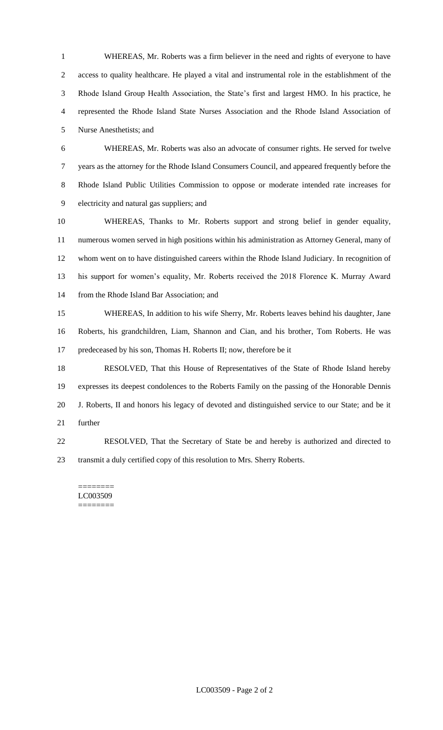WHEREAS, Mr. Roberts was a firm believer in the need and rights of everyone to have access to quality healthcare. He played a vital and instrumental role in the establishment of the Rhode Island Group Health Association, the State's first and largest HMO. In his practice, he represented the Rhode Island State Nurses Association and the Rhode Island Association of Nurse Anesthetists; and

WHEREAS, Mr. Roberts was also an advocate of consumer rights. He served for twelve years as the attorney for the Rhode Island Consumers Council, and appeared frequently before the Rhode Island Public Utilities Commission to oppose or moderate intended rate increases for electricity and natural gas suppliers; and

WHEREAS, Thanks to Mr. Roberts support and strong belief in gender equality, numerous women served in high positions within his administration as Attorney General, many of whom went on to have distinguished careers within the Rhode Island Judiciary. In recognition of his support for women's equality, Mr. Roberts received the 2018 Florence K. Murray Award from the Rhode Island Bar Association; and

WHEREAS, In addition to his wife Sherry, Mr. Roberts leaves behind his daughter, Jane Roberts, his grandchildren, Liam, Shannon and Cian, and his brother, Tom Roberts. He was predeceased by his son, Thomas H. Roberts II; now, therefore be it

RESOLVED, That this House of Representatives of the State of Rhode Island hereby expresses its deepest condolences to the Roberts Family on the passing of the Honorable Dennis J. Roberts, II and honors his legacy of devoted and distinguished service to our State; and be it further

RESOLVED, That the Secretary of State be and hereby is authorized and directed to transmit a duly certified copy of this resolution to Mrs. Sherry Roberts.

========
LC003509
========